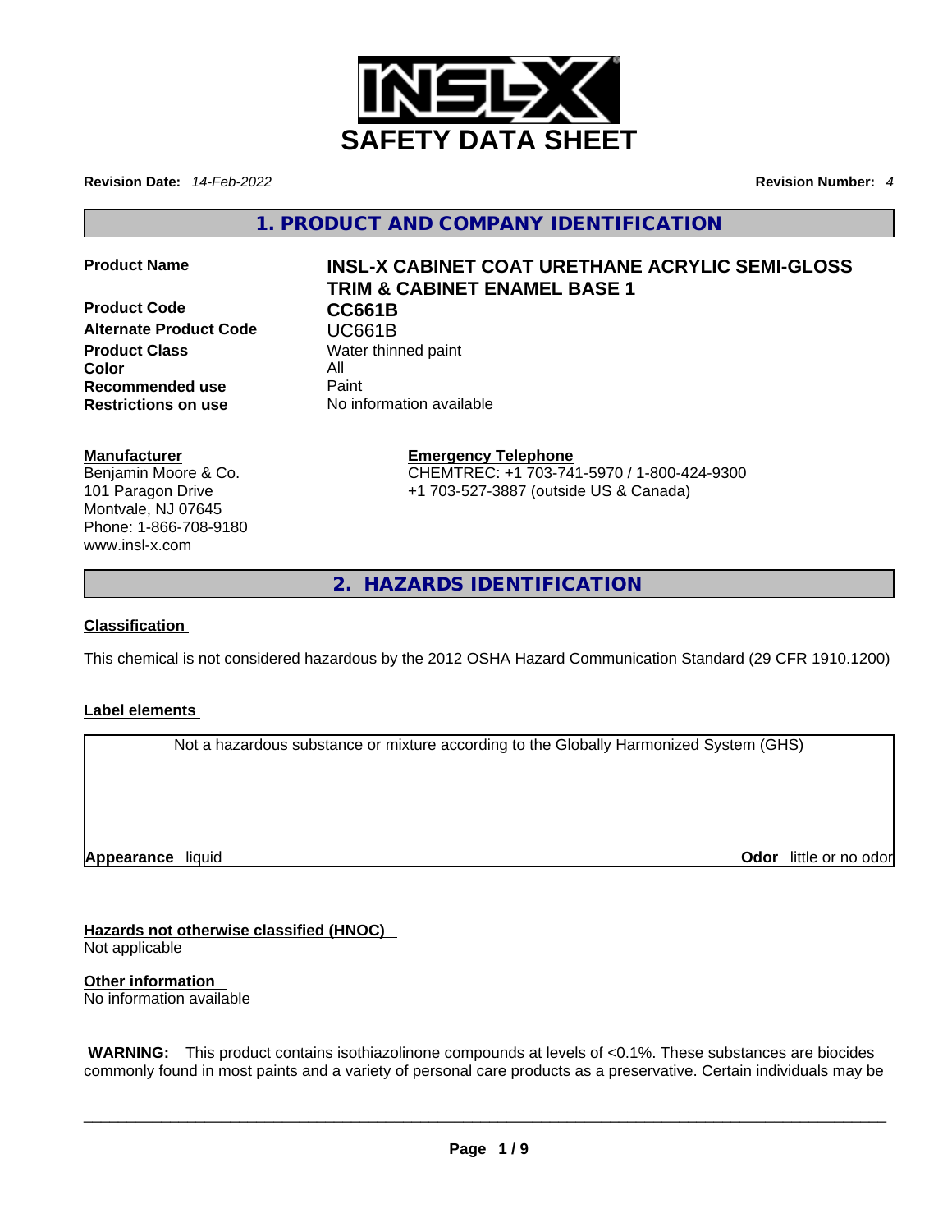# SAFETY DATA SHEET

**Revision Date:** *14-Feb-2022* **Revision Number:** *4*

## 1. PRODUCT AND COMPANY IDENTIFICATION

| | |
|---|---|
| **Product Name** | **INSL-X CABINET COAT URETHANE ACRYLIC SEMI-GLOSS TRIM & CABINET ENAMEL BASE 1** |
| **Product Code** | **CC661B** |
| **Alternate Product Code** | UC661B |
| **Product Class** | Water thinned paint |
| **Color** | All |
| **Recommended use** | Paint |
| **Restrictions on use** | No information available |

**Manufacturer**
Benjamin Moore & Co.
101 Paragon Drive
Montvale, NJ 07645
Phone: 1-866-708-9180
www.insl-x.com

**Emergency Telephone**
CHEMTREC: +1 703-741-5970 / 1-800-424-9300
+1 703-527-3887 (outside US & Canada)

## 2. HAZARDS IDENTIFICATION

**Classification**

This chemical is not considered hazardous by the 2012 OSHA Hazard Communication Standard (29 CFR 1910.1200)

**Label elements**

Not a hazardous substance or mixture according to the Globally Harmonized System (GHS)

**Appearance** liquid **Odor** little or no odor

**Hazards not otherwise classified (HNOC)**
Not applicable

**Other information**
No information available

**WARNING:** This product contains isothiazolinone compounds at levels of <0.1%. These substances are biocides commonly found in most paints and a variety of personal care products as a preservative. Certain individuals may be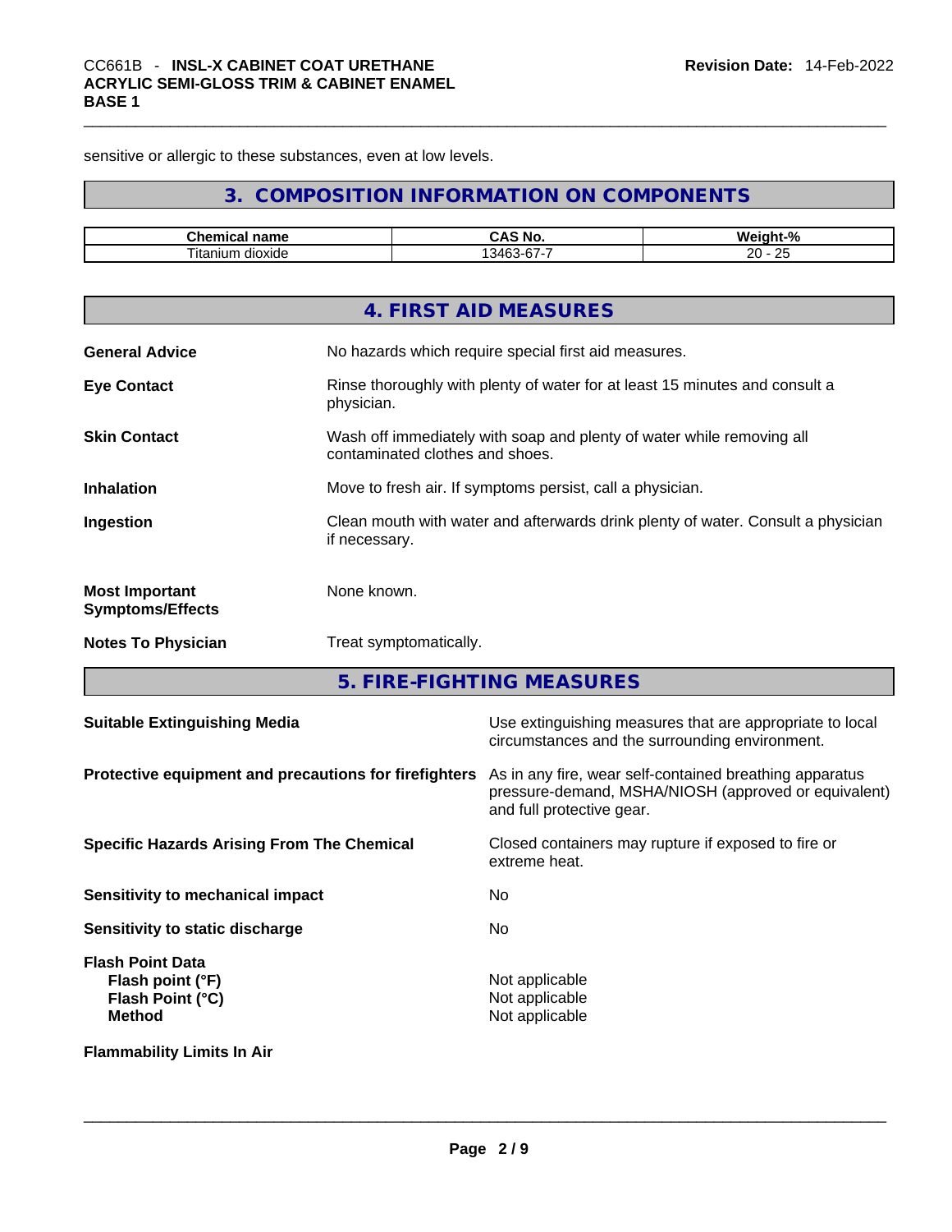sensitive or allergic to these substances, even at low levels.

## 3. COMPOSITION INFORMATION ON COMPONENTS

| Chemical name | CAS No. | Weight-% |
| --- | --- | --- |
| Titanium dioxide | 13463-67-7 | 20 - 25 |

## 4. FIRST AID MEASURES

**General Advice**
No hazards which require special first aid measures.

**Eye Contact**
Rinse thoroughly with plenty of water for at least 15 minutes and consult a physician.

**Skin Contact**
Wash off immediately with soap and plenty of water while removing all contaminated clothes and shoes.

**Inhalation**
Move to fresh air. If symptoms persist, call a physician.

**Ingestion**
Clean mouth with water and afterwards drink plenty of water. Consult a physician if necessary.

**Most Important Symptoms/Effects**
None known.

**Notes To Physician**
Treat symptomatically.

## 5. FIRE-FIGHTING MEASURES

**Suitable Extinguishing Media**
Use extinguishing measures that are appropriate to local circumstances and the surrounding environment.

**Protective equipment and precautions for firefighters**
As in any fire, wear self-contained breathing apparatus pressure-demand, MSHA/NIOSH (approved or equivalent) and full protective gear.

**Specific Hazards Arising From The Chemical**
Closed containers may rupture if exposed to fire or extreme heat.

**Sensitivity to mechanical impact**
No

**Sensitivity to static discharge**
No

**Flash Point Data**
- **Flash point (°F)**: Not applicable
- **Flash Point (°C)**: Not applicable
- **Method**: Not applicable

**Flammability Limits In Air**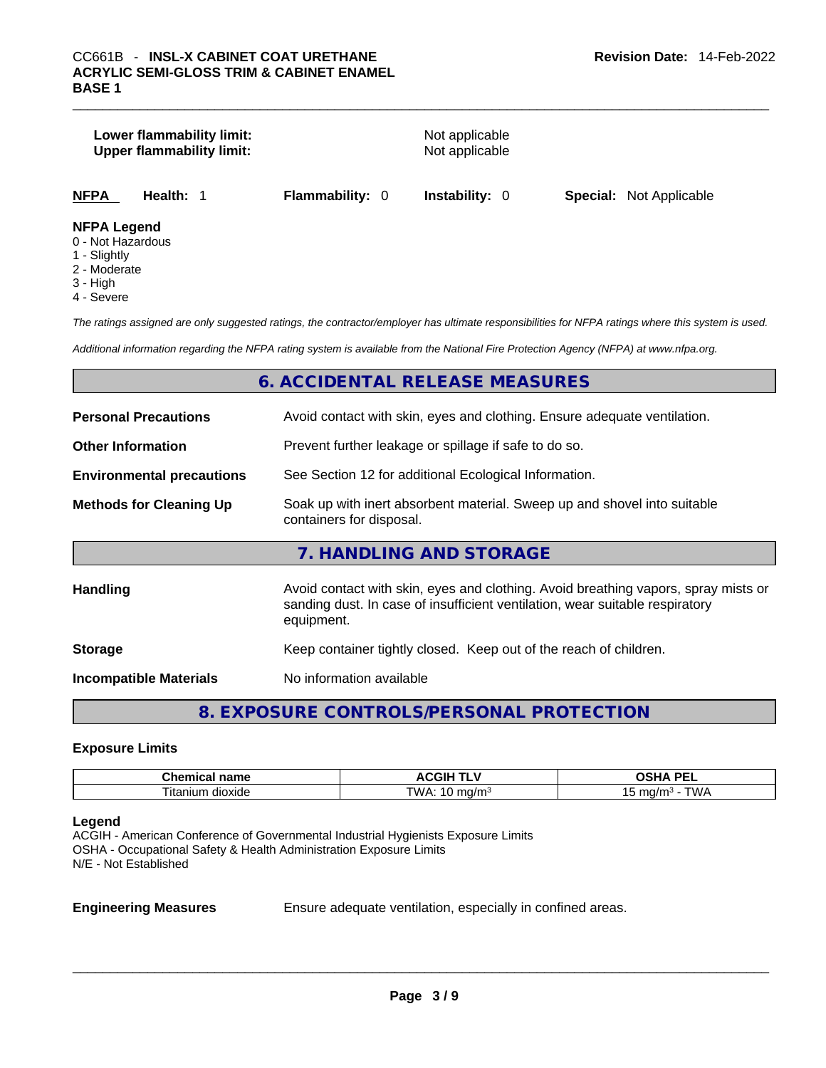**Lower flammability limit:** Not applicable
**Upper flammability limit:** Not applicable

| NFPA | Health: 1 | Flammability: 0 | Instability: 0 | Special: Not Applicable |
|---|---|---|---|---|

**NFPA Legend**
0 - Not Hazardous
1 - Slightly
2 - Moderate
3 - High
4 - Severe

*The ratings assigned are only suggested ratings, the contractor/employer has ultimate responsibilities for NFPA ratings where this system is used.*

*Additional information regarding the NFPA rating system is available from the National Fire Protection Agency (NFPA) at www.nfpa.org.*

## 6. ACCIDENTAL RELEASE MEASURES

**Personal Precautions** Avoid contact with skin, eyes and clothing. Ensure adequate ventilation.

**Other Information** Prevent further leakage or spillage if safe to do so.

**Environmental precautions** See Section 12 for additional Ecological Information.

**Methods for Cleaning Up** Soak up with inert absorbent material. Sweep up and shovel into suitable containers for disposal.

## 7. HANDLING AND STORAGE

**Handling** Avoid contact with skin, eyes and clothing. Avoid breathing vapors, spray mists or sanding dust. In case of insufficient ventilation, wear suitable respiratory equipment.

**Storage** Keep container tightly closed. Keep out of the reach of children.

**Incompatible Materials** No information available

## 8. EXPOSURE CONTROLS/PERSONAL PROTECTION

### Exposure Limits

| Chemical name | ACGIH TLV | OSHA PEL |
|---|---|---|
| Titanium dioxide | TWA: 10 mg/m³ | 15 mg/m³ - TWA |

**Legend**
ACGIH - American Conference of Governmental Industrial Hygienists Exposure Limits
OSHA - Occupational Safety & Health Administration Exposure Limits
N/E - Not Established

**Engineering Measures** Ensure adequate ventilation, especially in confined areas.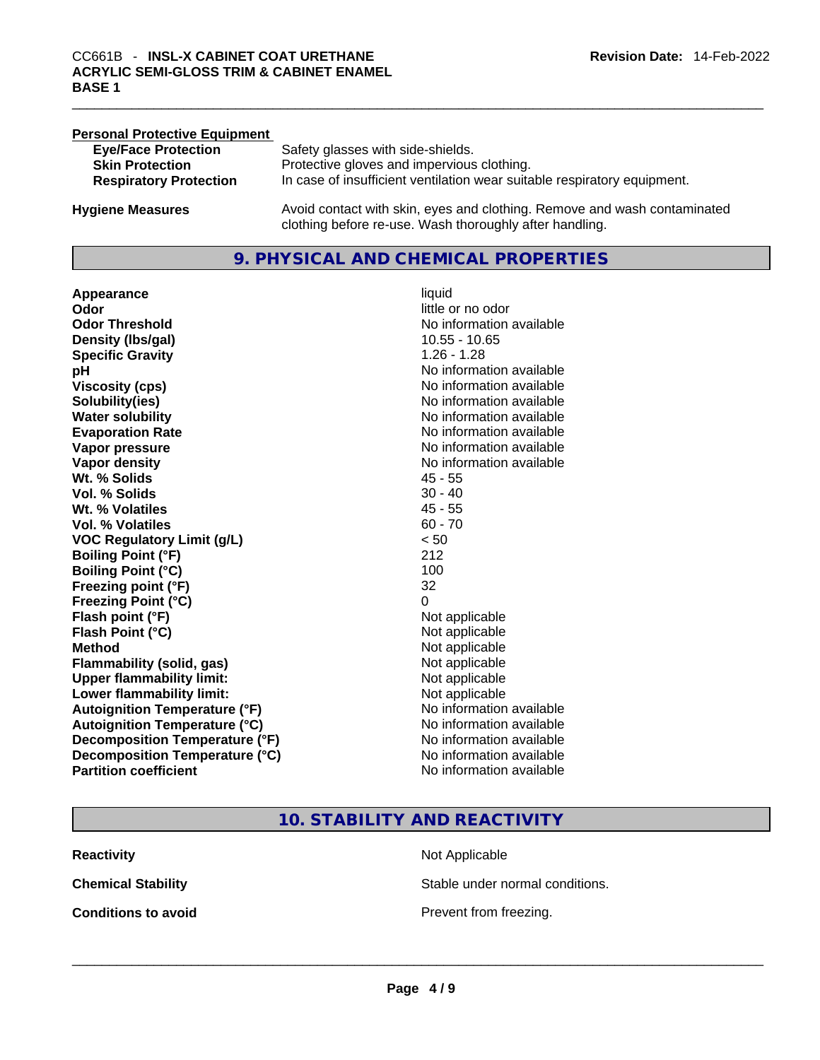**Personal Protective Equipment**

| | |
|---|---|
| **Eye/Face Protection** | Safety glasses with side-shields. |
| **Skin Protection** | Protective gloves and impervious clothing. |
| **Respiratory Protection** | In case of insufficient ventilation wear suitable respiratory equipment. |

**Hygiene Measures** Avoid contact with skin, eyes and clothing. Remove and wash contaminated clothing before re-use. Wash thoroughly after handling.

## 9. PHYSICAL AND CHEMICAL PROPERTIES

| | |
|---|---|
| **Appearance** | liquid |
| **Odor** | little or no odor |
| **Odor Threshold** | No information available |
| **Density (lbs/gal)** | 10.55 - 10.65 |
| **Specific Gravity** | 1.26 - 1.28 |
| **pH** | No information available |
| **Viscosity (cps)** | No information available |
| **Solubility(ies)** | No information available |
| **Water solubility** | No information available |
| **Evaporation Rate** | No information available |
| **Vapor pressure** | No information available |
| **Vapor density** | No information available |
| **Wt. % Solids** | 45 - 55 |
| **Vol. % Solids** | 30 - 40 |
| **Wt. % Volatiles** | 45 - 55 |
| **Vol. % Volatiles** | 60 - 70 |
| **VOC Regulatory Limit (g/L)** | < 50 |
| **Boiling Point (°F)** | 212 |
| **Boiling Point (°C)** | 100 |
| **Freezing point (°F)** | 32 |
| **Freezing Point (°C)** | 0 |
| **Flash point (°F)** | Not applicable |
| **Flash Point (°C)** | Not applicable |
| **Method** | Not applicable |
| **Flammability (solid, gas)** | Not applicable |
| **Upper flammability limit:** | Not applicable |
| **Lower flammability limit:** | Not applicable |
| **Autoignition Temperature (°F)** | No information available |
| **Autoignition Temperature (°C)** | No information available |
| **Decomposition Temperature (°F)** | No information available |
| **Decomposition Temperature (°C)** | No information available |
| **Partition coefficient** | No information available |

## 10. STABILITY AND REACTIVITY

| | |
|---|---|
| **Reactivity** | Not Applicable |
| **Chemical Stability** | Stable under normal conditions. |
| **Conditions to avoid** | Prevent from freezing. |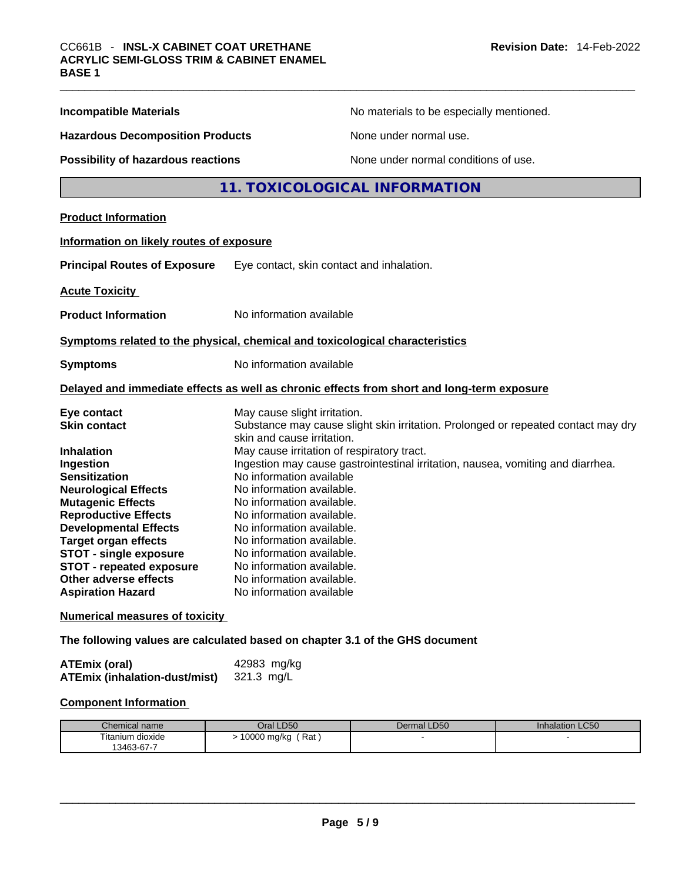**Incompatible Materials** No materials to be especially mentioned.

**Hazardous Decomposition Products** None under normal use.

**Possibility of hazardous reactions** None under normal conditions of use.

## 11. TOXICOLOGICAL INFORMATION

**Product Information**

**Information on likely routes of exposure**

**Principal Routes of Exposure** Eye contact, skin contact and inhalation.

**Acute Toxicity**

**Product Information** No information available

**Symptoms related to the physical, chemical and toxicological characteristics**

**Symptoms** No information available

**Delayed and immediate effects as well as chronic effects from short and long-term exposure**

**Eye contact** May cause slight irritation.
**Skin contact** Substance may cause slight skin irritation. Prolonged or repeated contact may dry skin and cause irritation.
**Inhalation** May cause irritation of respiratory tract.
**Ingestion** Ingestion may cause gastrointestinal irritation, nausea, vomiting and diarrhea.
**Sensitization** No information available
**Neurological Effects** No information available.
**Mutagenic Effects** No information available.
**Reproductive Effects** No information available.
**Developmental Effects** No information available.
**Target organ effects** No information available.
**STOT - single exposure** No information available.
**STOT - repeated exposure** No information available.
**Other adverse effects** No information available.
**Aspiration Hazard** No information available

**Numerical measures of toxicity**

**The following values are calculated based on chapter 3.1 of the GHS document**

**ATEmix (oral)** 42983 mg/kg
**ATEmix (inhalation-dust/mist)** 321.3 mg/L

**Component Information**

| Chemical name | Oral LD50 | Dermal LD50 | Inhalation LC50 |
|---|---|---|---|
| Titanium dioxide 13463-67-7 | > 10000 mg/kg ( Rat ) | - | - |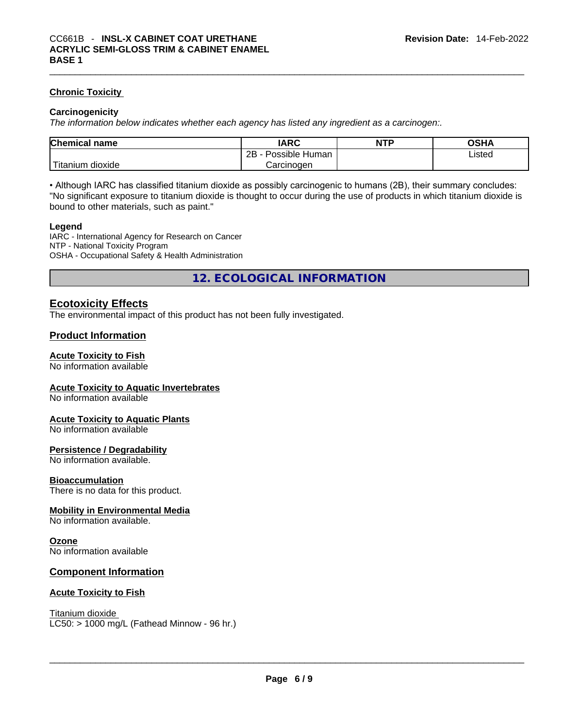#### Chronic Toxicity

**Carcinogenicity**

*The information below indicates whether each agency has listed any ingredient as a carcinogen:.*

| Chemical name | IARC | NTP | OSHA |
|---|---|---|---|
| Titanium dioxide | 2B - Possible Human Carcinogen | | Listed |

• Although IARC has classified titanium dioxide as possibly carcinogenic to humans (2B), their summary concludes: "No significant exposure to titanium dioxide is thought to occur during the use of products in which titanium dioxide is bound to other materials, such as paint."

**Legend**

IARC - International Agency for Research on Cancer
NTP - National Toxicity Program
OSHA - Occupational Safety & Health Administration

## 12. ECOLOGICAL INFORMATION

### Ecotoxicity Effects

The environmental impact of this product has not been fully investigated.

### Product Information

#### Acute Toxicity to Fish

No information available

#### Acute Toxicity to Aquatic Invertebrates

No information available

#### Acute Toxicity to Aquatic Plants

No information available

#### Persistence / Degradability

No information available.

#### Bioaccumulation

There is no data for this product.

#### Mobility in Environmental Media

No information available.

#### Ozone

No information available

### Component Information

#### Acute Toxicity to Fish

Titanium dioxide
LC50: > 1000 mg/L (Fathead Minnow - 96 hr.)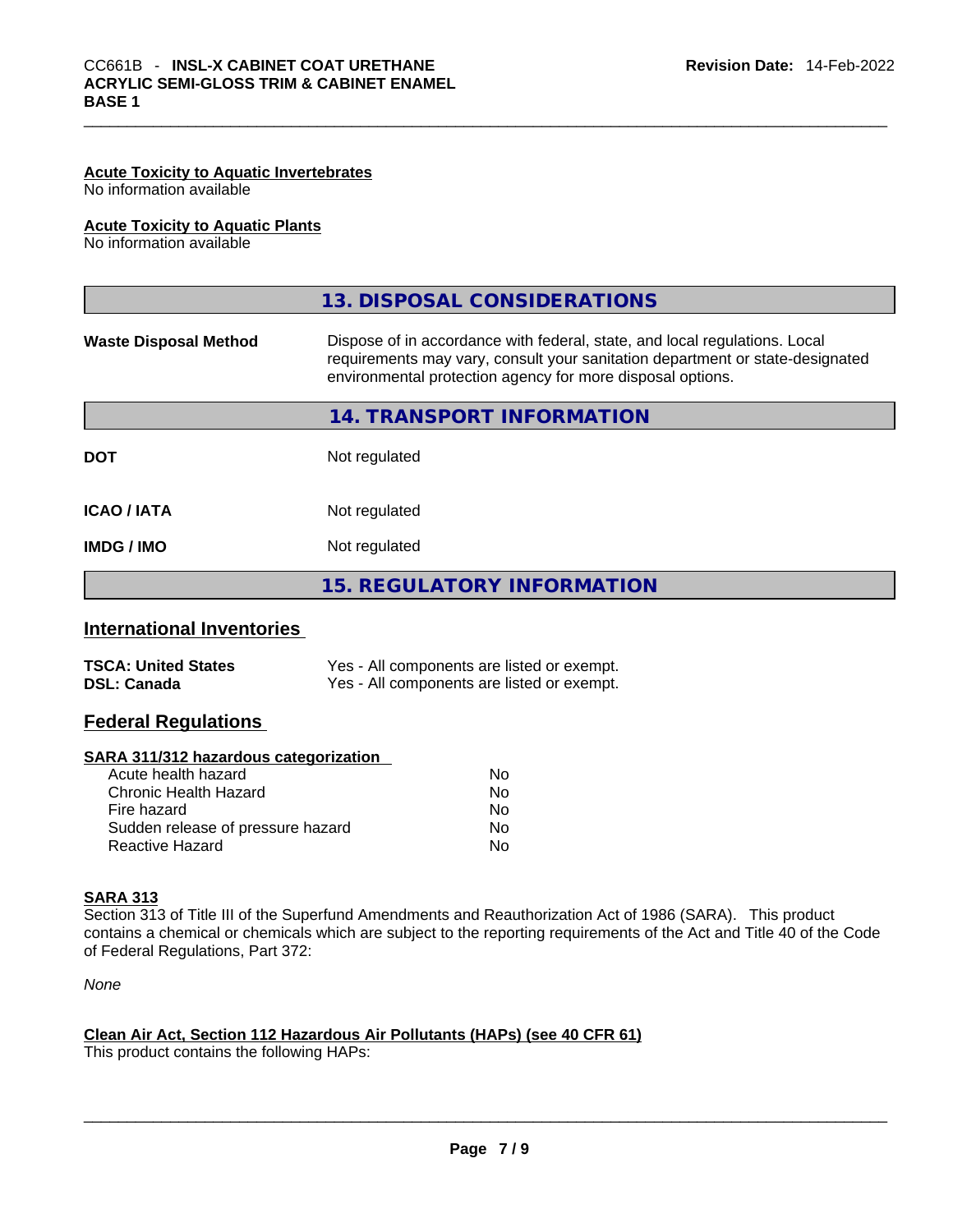#### Acute Toxicity to Aquatic Invertebrates
No information available

#### Acute Toxicity to Aquatic Plants
No information available

## 13. DISPOSAL CONSIDERATIONS

| | |
|---|---|
| **Waste Disposal Method** | Dispose of in accordance with federal, state, and local regulations. Local requirements may vary, consult your sanitation department or state-designated environmental protection agency for more disposal options. |

## 14. TRANSPORT INFORMATION

| | |
|---|---|
| **DOT** | Not regulated |
| **ICAO / IATA** | Not regulated |
| **IMDG / IMO** | Not regulated |

## 15. REGULATORY INFORMATION

### International Inventories

| | |
|---|---|
| **TSCA: United States** | Yes - All components are listed or exempt. |
| **DSL: Canada** | Yes - All components are listed or exempt. |

### Federal Regulations

#### SARA 311/312 hazardous categorization

| | |
|---|---|
| Acute health hazard | No |
| Chronic Health Hazard | No |
| Fire hazard | No |
| Sudden release of pressure hazard | No |
| Reactive Hazard | No |

#### SARA 313
Section 313 of Title III of the Superfund Amendments and Reauthorization Act of 1986 (SARA). This product contains a chemical or chemicals which are subject to the reporting requirements of the Act and Title 40 of the Code of Federal Regulations, Part 372:

*None*

#### Clean Air Act, Section 112 Hazardous Air Pollutants (HAPs) (see 40 CFR 61)
This product contains the following HAPs: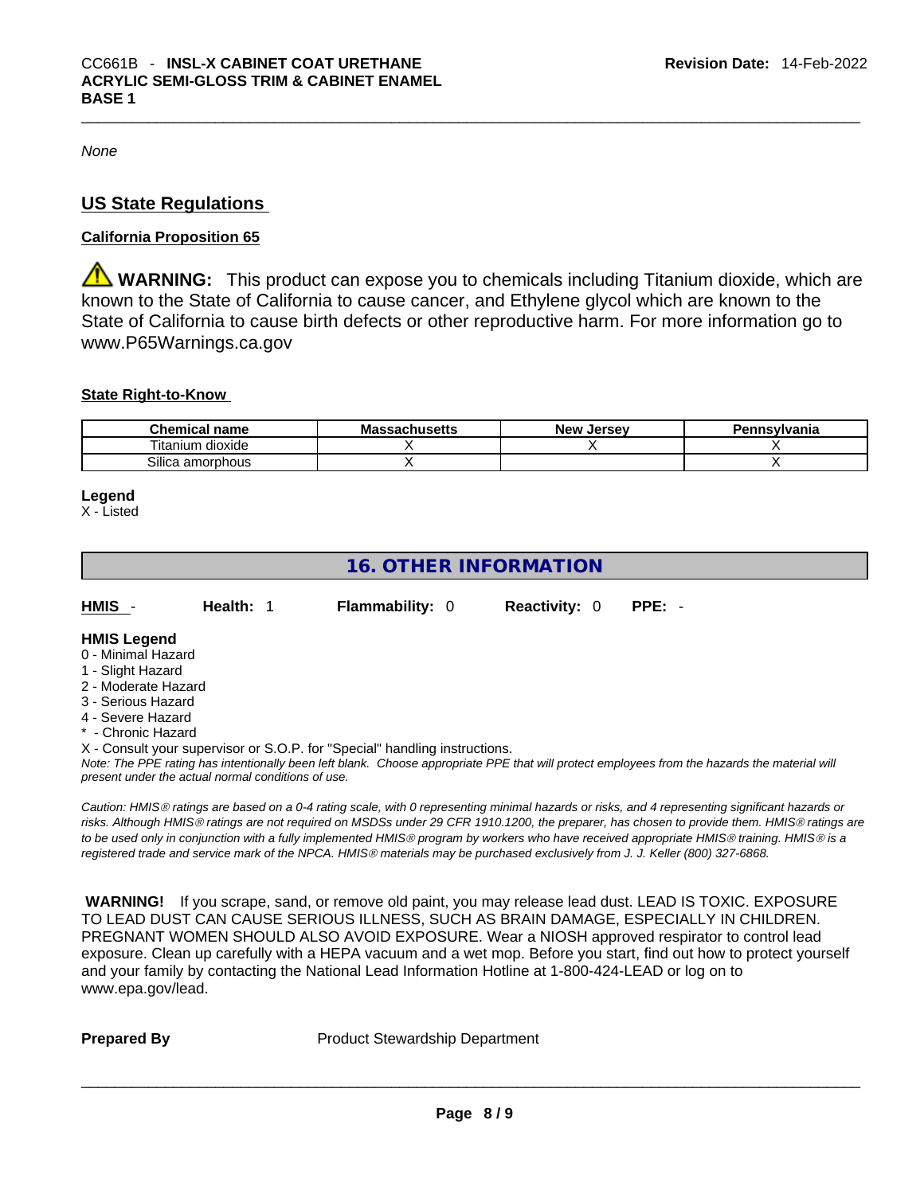*None*

## US State Regulations

**California Proposition 65**

⚠ **WARNING:** This product can expose you to chemicals including Titanium dioxide, which are known to the State of California to cause cancer, and Ethylene glycol which are known to the State of California to cause birth defects or other reproductive harm. For more information go to www.P65Warnings.ca.gov

**State Right-to-Know**

| Chemical name | Massachusetts | New Jersey | Pennsylvania |
|---|---|---|---|
| Titanium dioxide | X | X | X |
| Silica amorphous | X | | X |

**Legend**
X - Listed

## 16. OTHER INFORMATION

**HMIS** - **Health:** 1 **Flammability:** 0 **Reactivity:** 0 **PPE:** -

**HMIS Legend**
0 - Minimal Hazard
1 - Slight Hazard
2 - Moderate Hazard
3 - Serious Hazard
4 - Severe Hazard
* - Chronic Hazard
X - Consult your supervisor or S.O.P. for "Special" handling instructions.

*Note: The PPE rating has intentionally been left blank. Choose appropriate PPE that will protect employees from the hazards the material will present under the actual normal conditions of use.*

*Caution: HMIS® ratings are based on a 0-4 rating scale, with 0 representing minimal hazards or risks, and 4 representing significant hazards or risks. Although HMIS® ratings are not required on MSDSs under 29 CFR 1910.1200, the preparer, has chosen to provide them. HMIS® ratings are to be used only in conjunction with a fully implemented HMIS® program by workers who have received appropriate HMIS® training. HMIS® is a registered trade and service mark of the NPCA. HMIS® materials may be purchased exclusively from J. J. Keller (800) 327-6868.*

**WARNING!** If you scrape, sand, or remove old paint, you may release lead dust. LEAD IS TOXIC. EXPOSURE TO LEAD DUST CAN CAUSE SERIOUS ILLNESS, SUCH AS BRAIN DAMAGE, ESPECIALLY IN CHILDREN. PREGNANT WOMEN SHOULD ALSO AVOID EXPOSURE. Wear a NIOSH approved respirator to control lead exposure. Clean up carefully with a HEPA vacuum and a wet mop. Before you start, find out how to protect yourself and your family by contacting the National Lead Information Hotline at 1-800-424-LEAD or log on to www.epa.gov/lead.

**Prepared By** Product Stewardship Department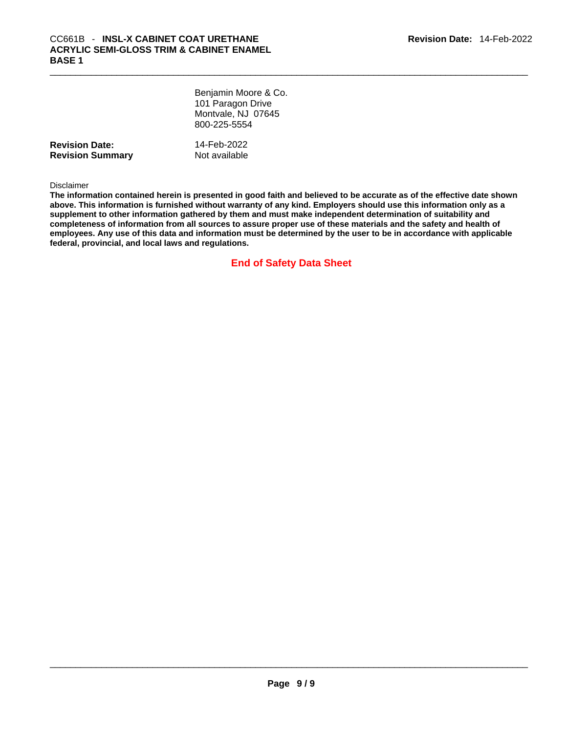Benjamin Moore & Co.
101 Paragon Drive
Montvale, NJ 07645
800-225-5554

| | |
|---|---|
| **Revision Date:** | 14-Feb-2022 |
| **Revision Summary** | Not available |

Disclaimer

**The information contained herein is presented in good faith and believed to be accurate as of the effective date shown above. This information is furnished without warranty of any kind. Employers should use this information only as a supplement to other information gathered by them and must make independent determination of suitability and completeness of information from all sources to assure proper use of these materials and the safety and health of employees. Any use of this data and information must be determined by the user to be in accordance with applicable federal, provincial, and local laws and regulations.**

**End of Safety Data Sheet**